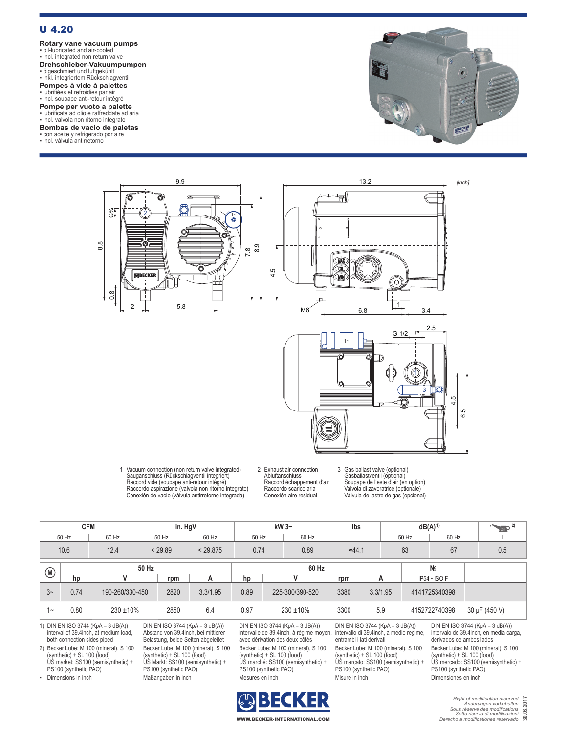# U 4.20

## Rotary vane vacuum pumps
- oil-lubricated and air-cooled
- incl. integrated non return valve

## Drehschieber-Vakuumpumpen
- ölgeschmiert und luftgekühlt
- inkl. integriertem Rückschlagventil

## Pompes à vide à palettes
- lubrifiées et refroidies par air
- incl. soupape anti-retour intégré

## Pompe per vuoto a palette
- lubrificate ad olio e raffreddate ad aria
- incl. valvola non ritorno integrato

## Bombas de vacío de paletas
- con aceite y refrigerado por aire
- incl. válvula antirretorno

[inch]

1 Vacuum connection (non return valve integrated)
Sauganschluss (Rückschlagventil integriert)
Raccord vide (soupape anti-retour intégré)
Raccordo aspirazione (valvola non ritorno integrato)
Conexión de vacío (válvula antirretorno integrada)

2 Exhaust air connection
Abluftanschluss
Raccord échappement d'air
Raccordo scarico aria
Conexión aire residual

3 Gas ballast valve (optional)
Gasballastventil (optional)
Soupape de l'este d'air (en option)
Valvola di zavoratrice (optionale)
Válvula de lastre de gas (opcional)

| CFM | | in. HgV | | kW 3~ | | lbs | dB(A) [1] | | Oil [2] |
|---|---|---|---|---|---|---|---|---|---|
| 50 Hz | 60 Hz | 50 Hz | 60 Hz | 50 Hz | 60 Hz | | 50 Hz | 60 Hz | l |
| 10.6 | 12.4 | < 29.89 | < 29.875 | 0.74 | 0.89 | ≈44.1 | 63 | 67 | 0.5 |

| M | 50 Hz | | | | 60 Hz | | | | № | |
|---|---|---|---|---|---|---|---|---|---|---|
| | hp | V | rpm | A | hp | V | rpm | A | IP54 • ISO F | |
| 3~ | 0.74 | 190-260/330-450 | 2820 | 3.3/1.95 | 0.89 | 225-300/390-520 | 3380 | 3.3/1.95 | 4141725340398 | |
| 1~ | 0.80 | 230 ±10% | 2850 | 6.4 | 0.97 | 230 ±10% | 3300 | 5.9 | 4152722740398 | 30 µF (450 V) |

1) DIN EN ISO 3744 (KpA = 3 dB(A)) interval of 39.4inch, at medium load, both connection sides piped
DIN EN ISO 3744 (KpA = 3 dB(A)) Abstand von 39.4inch, bei mittlerer Belastung, beide Seiten abgeleitet
DIN EN ISO 3744 (KpA = 3 dB(A)) intervalle de 39.4inch, à régime moyen, avec dérivation des deux côtés
DIN EN ISO 3744 (KpA = 3 dB(A)) intervallo di 39.4inch, a medio regime, entrambi i lati derivati
DIN EN ISO 3744 (KpA = 3 dB(A)) intervalo de 39.4inch, en media carga, derivados de ambos lados

2) Becker Lube: M 100 (mineral), S 100 (synthetic) + SL 100 (food)
US market: SS100 (semisynthetic) + PS100 (synthetic PAO)
Becker Lube: M 100 (mineral), S 100 (synthetic) + SL 100 (food)
US Markt: SS100 (semisynthetic) + PS100 (synthetic PAO)
Becker Lube: M 100 (mineral), S 100 (synthetic) + SL 100 (food)
US marché: SS100 (semisynthetic) + PS100 (synthetic PAO)
Becker Lube: M 100 (mineral), S 100 (synthetic) + SL 100 (food)
US mercato: SS100 (semisynthetic) + PS100 (synthetic PAO)
Becker Lube: M 100 (mineral), S 100 (synthetic) + SL 100 (food)
US mercado: SS100 (semisynthetic) + PS100 (synthetic PAO)

- Dimensions in inch / Maßangaben in inch / Mesures en inch / Misure in inch / Dimensiones en inch

BECKER
WWW.BECKER-INTERNATIONAL.COM

Right of modification reserved
Änderungen vorbehalten
Sous réserve des modifications
Sotto riserva di modificazioni
Derecho a modificationes reservado
30.08.2017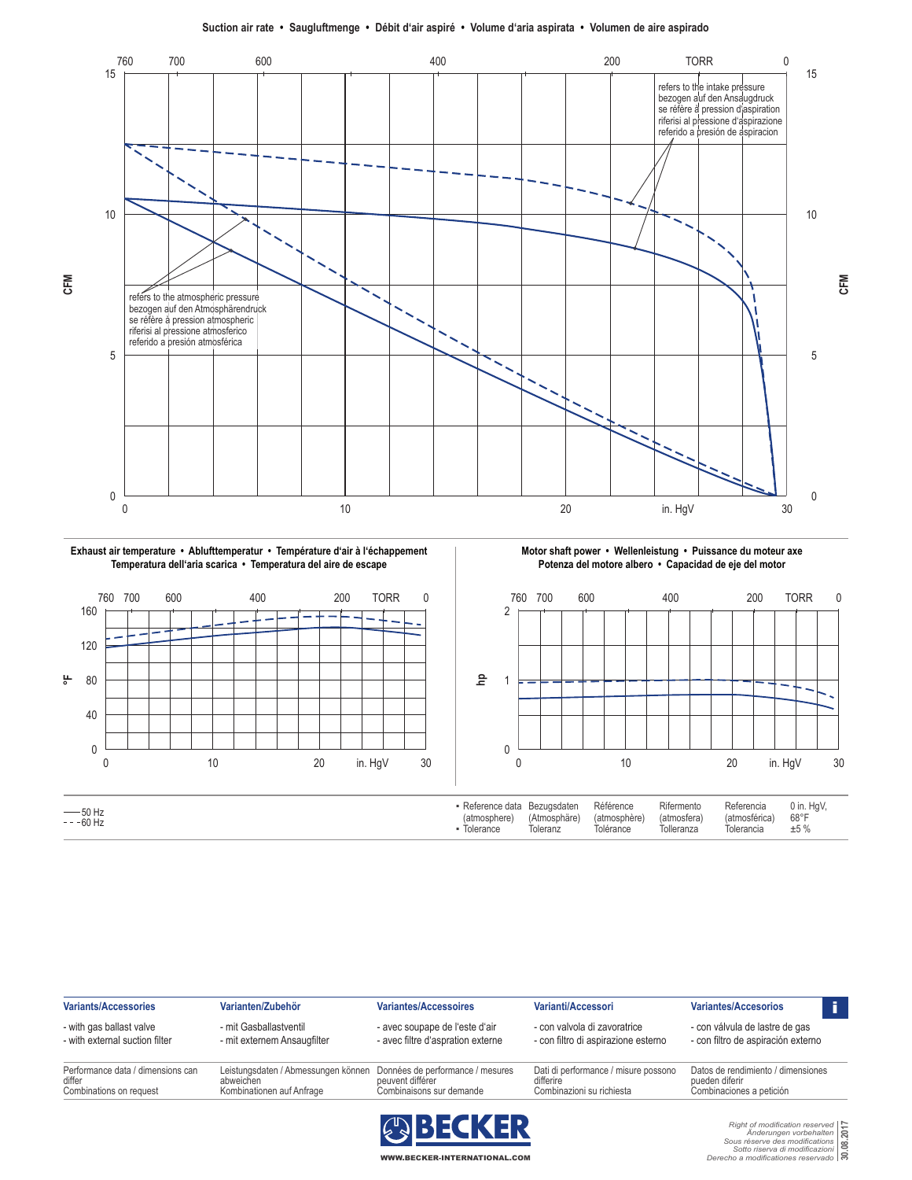Suction air rate • Saugluftmenge • Débit d'air aspiré • Volume d'aria aspirata • Volumen de aire aspirado

760 700 600 400 200 TORR 0

15 10 5 0

CFM

0 10 20 in. HgV 30

refers to the intake pressure
bezogen auf den Ansaugdruck
se référe à pression d'aspiration
riferisi al pressione d'aspirazione
referido a presión de aspiracion

refers to the atmospheric pressure
bezogen auf den Atmosphärendruck
se référe à pression atmospheric
riferisi al pressione atmosferico
referido a presión atmosférica

Exhaust air temperature • Ablufttemperatur • Température d'air à l'échappement
Temperatura dell'aria scarica • Temperatura del aire de escape

760 700 600 400 200 TORR 0

160 120 80 40 0

°F

0 10 20 in. HgV 30

Motor shaft power • Wellenleistung • Puissance du moteur axe
Potenza del motore albero • Capacidad de eje del motor

760 700 600 400 200 TORR 0

2 1 0

hp

0 10 20 in. HgV 30

—— 50 Hz
- - - 60 Hz

| | | | | | |
|---|---|---|---|---|---|
| ▪ Reference data (atmosphere) | Bezugsdaten (Atmosphäre) | Référence (atmosphère) | Rifermento (atmosfera) | Referencia (atmosférica) | 0 in. HgV, 68°F |
| ▪ Tolerance | Toleranz | Tolérance | Tolleranza | Tolerancia | ±5 % |

| Variants/Accessories | Varianten/Zubehör | Variantes/Accessoires | Varianti/Accessori | Variantes/Accesorios |
|---|---|---|---|---|
| - with gas ballast valve<br>- with external suction filter | - mit Gasballastventil<br>- mit externem Ansaugfilter | - avec soupape de l'este d'air<br>- avec filtre d'aspration externe | - con valvola di zavoratrice<br>- con filtro di aspirazione esterno | - con válvula de lastre de gas<br>- con filtro de aspiración externo |
| Performance data / dimensions can differ<br>Combinations on request | Leistungsdaten / Abmessungen können abweichen<br>Kombinationen auf Anfrage | Données de performance / mesures peuvent différer<br>Combinaisons sur demande | Dati di performance / misure possono differire<br>Combinazioni su richiesta | Datos de rendimiento / dimensiones pueden diferir<br>Combinaciones a petición |

BECKER
WWW.BECKER-INTERNATIONAL.COM

*Right of modification reserved*
*Änderungen vorbehalten*
*Sous réserve des modifications*
*Sotto riserva di modificazioni*
*Derecho a modificationes reservado*
30.08.2017